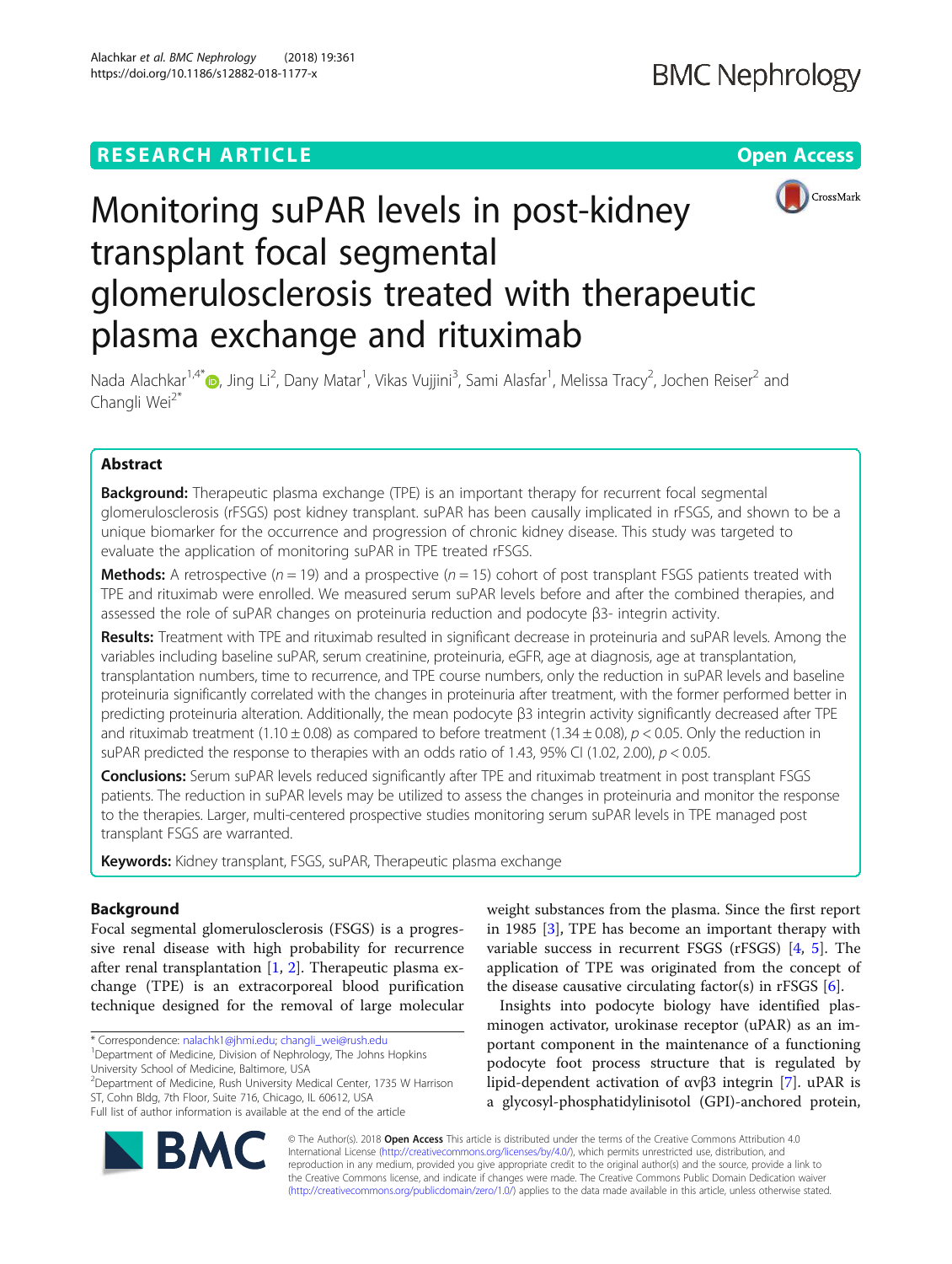RESEARCH ARTICLE

Open Access

# Monitoring suPAR levels in post-kidney transplant focal segmental glomerulosclerosis treated with therapeutic plasma exchange and rituximab

Nada Alachkar[1,4*], Jing Li[2], Dany Matar[1], Vikas Vujjini[3], Sami Alasfar[1], Melissa Tracy[2], Jochen Reiser[2] and Changli Wei[2*]

## Abstract

**Background:** Therapeutic plasma exchange (TPE) is an important therapy for recurrent focal segmental glomerulosclerosis (rFSGS) post kidney transplant. suPAR has been causally implicated in rFSGS, and shown to be a unique biomarker for the occurrence and progression of chronic kidney disease. This study was targeted to evaluate the application of monitoring suPAR in TPE treated rFSGS.

**Methods:** A retrospective ($n = 19$) and a prospective ($n = 15$) cohort of post transplant FSGS patients treated with TPE and rituximab were enrolled. We measured serum suPAR levels before and after the combined therapies, and assessed the role of suPAR changes on proteinuria reduction and podocyte β3- integrin activity.

**Results:** Treatment with TPE and rituximab resulted in significant decrease in proteinuria and suPAR levels. Among the variables including baseline suPAR, serum creatinine, proteinuria, eGFR, age at diagnosis, age at transplantation, transplantation numbers, time to recurrence, and TPE course numbers, only the reduction in suPAR levels and baseline proteinuria significantly correlated with the changes in proteinuria after treatment, with the former performed better in predicting proteinuria alteration. Additionally, the mean podocyte β3 integrin activity significantly decreased after TPE and rituximab treatment (1.10 ± 0.08) as compared to before treatment (1.34 ± 0.08), $p < 0.05$. Only the reduction in suPAR predicted the response to therapies with an odds ratio of 1.43, 95% CI (1.02, 2.00), $p < 0.05$.

**Conclusions:** Serum suPAR levels reduced significantly after TPE and rituximab treatment in post transplant FSGS patients. The reduction in suPAR levels may be utilized to assess the changes in proteinuria and monitor the response to the therapies. Larger, multi-centered prospective studies monitoring serum suPAR levels in TPE managed post transplant FSGS are warranted.

**Keywords:** Kidney transplant, FSGS, suPAR, Therapeutic plasma exchange

## Background

Focal segmental glomerulosclerosis (FSGS) is a progressive renal disease with high probability for recurrence after renal transplantation [1, 2]. Therapeutic plasma exchange (TPE) is an extracorporeal blood purification technique designed for the removal of large molecular weight substances from the plasma. Since the first report in 1985 [3], TPE has become an important therapy with variable success in recurrent FSGS (rFSGS) [4, 5]. The application of TPE was originated from the concept of the disease causative circulating factor(s) in rFSGS [6].

Insights into podocyte biology have identified plasminogen activator, urokinase receptor (uPAR) as an important component in the maintenance of a functioning podocyte foot process structure that is regulated by lipid-dependent activation of αvβ3 integrin [7]. uPAR is a glycosyl-phosphatidylinisotol (GPI)-anchored protein,

* Correspondence: nalachk1@jhmi.edu; changli_wei@rush.edu
[1]Department of Medicine, Division of Nephrology, The Johns Hopkins University School of Medicine, Baltimore, USA
[2]Department of Medicine, Rush University Medical Center, 1735 W Harrison ST, Cohn Bldg, 7th Floor, Suite 716, Chicago, IL 60612, USA
Full list of author information is available at the end of the article

© The Author(s). 2018 **Open Access** This article is distributed under the terms of the Creative Commons Attribution 4.0 International License (http://creativecommons.org/licenses/by/4.0/), which permits unrestricted use, distribution, and reproduction in any medium, provided you give appropriate credit to the original author(s) and the source, provide a link to the Creative Commons license, and indicate if changes were made. The Creative Commons Public Domain Dedication waiver (http://creativecommons.org/publicdomain/zero/1.0/) applies to the data made available in this article, unless otherwise stated.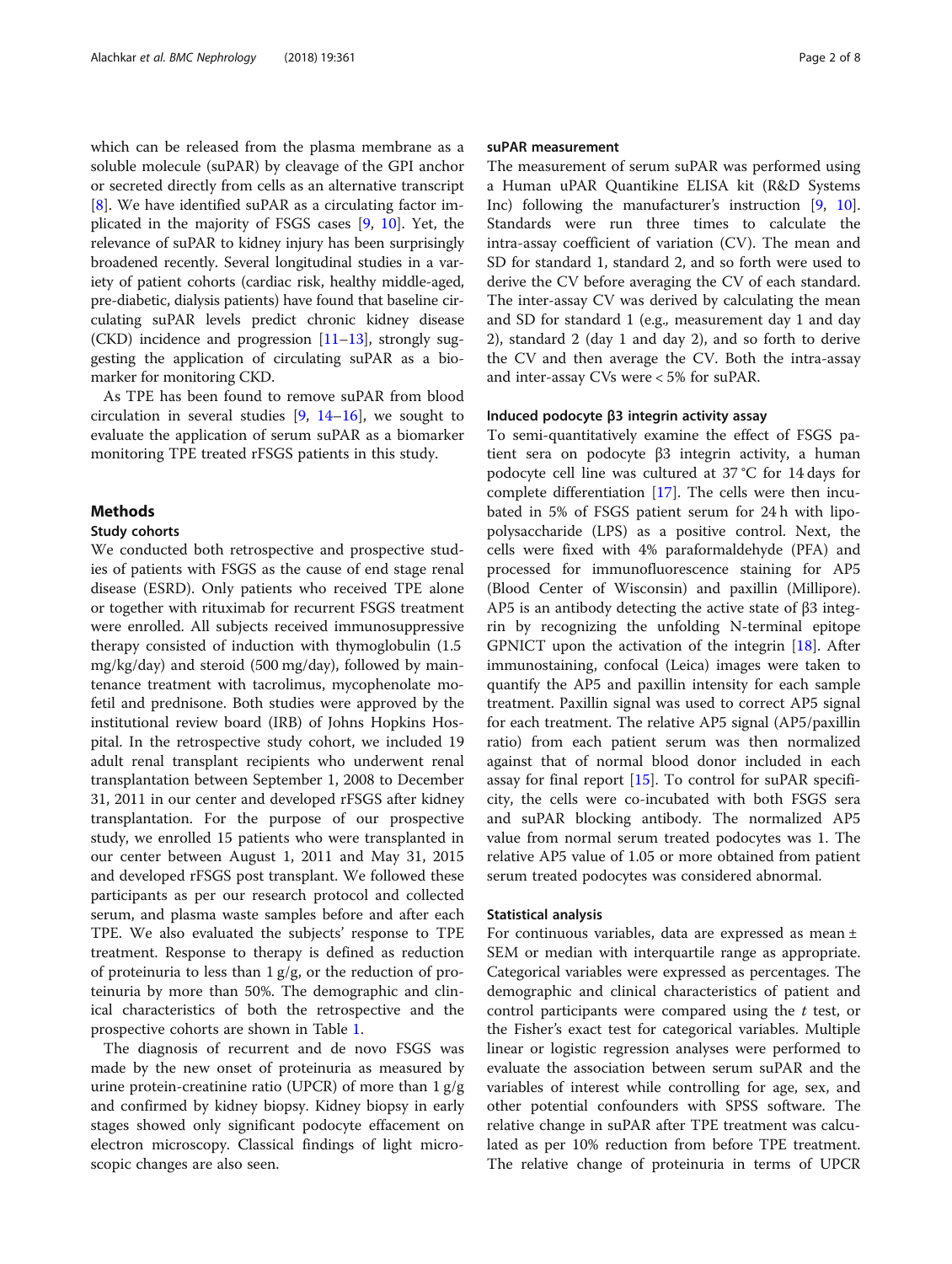which can be released from the plasma membrane as a soluble molecule (suPAR) by cleavage of the GPI anchor or secreted directly from cells as an alternative transcript [8]. We have identified suPAR as a circulating factor implicated in the majority of FSGS cases [9, 10]. Yet, the relevance of suPAR to kidney injury has been surprisingly broadened recently. Several longitudinal studies in a variety of patient cohorts (cardiac risk, healthy middle-aged, pre-diabetic, dialysis patients) have found that baseline circulating suPAR levels predict chronic kidney disease (CKD) incidence and progression [11–13], strongly suggesting the application of circulating suPAR as a biomarker for monitoring CKD.

As TPE has been found to remove suPAR from blood circulation in several studies [9, 14–16], we sought to evaluate the application of serum suPAR as a biomarker monitoring TPE treated rFSGS patients in this study.

## Methods

### Study cohorts

We conducted both retrospective and prospective studies of patients with FSGS as the cause of end stage renal disease (ESRD). Only patients who received TPE alone or together with rituximab for recurrent FSGS treatment were enrolled. All subjects received immunosuppressive therapy consisted of induction with thymoglobulin (1.5 mg/kg/day) and steroid (500 mg/day), followed by maintenance treatment with tacrolimus, mycophenolate mofetil and prednisone. Both studies were approved by the institutional review board (IRB) of Johns Hopkins Hospital. In the retrospective study cohort, we included 19 adult renal transplant recipients who underwent renal transplantation between September 1, 2008 to December 31, 2011 in our center and developed rFSGS after kidney transplantation. For the purpose of our prospective study, we enrolled 15 patients who were transplanted in our center between August 1, 2011 and May 31, 2015 and developed rFSGS post transplant. We followed these participants as per our research protocol and collected serum, and plasma waste samples before and after each TPE. We also evaluated the subjects' response to TPE treatment. Response to therapy is defined as reduction of proteinuria to less than 1 g/g, or the reduction of proteinuria by more than 50%. The demographic and clinical characteristics of both the retrospective and the prospective cohorts are shown in Table 1.

The diagnosis of recurrent and de novo FSGS was made by the new onset of proteinuria as measured by urine protein-creatinine ratio (UPCR) of more than 1 g/g and confirmed by kidney biopsy. Kidney biopsy in early stages showed only significant podocyte effacement on electron microscopy. Classical findings of light microscopic changes are also seen.

### suPAR measurement

The measurement of serum suPAR was performed using a Human uPAR Quantikine ELISA kit (R&D Systems Inc) following the manufacturer's instruction [9, 10]. Standards were run three times to calculate the intra-assay coefficient of variation (CV). The mean and SD for standard 1, standard 2, and so forth were used to derive the CV before averaging the CV of each standard. The inter-assay CV was derived by calculating the mean and SD for standard 1 (e.g., measurement day 1 and day 2), standard 2 (day 1 and day 2), and so forth to derive the CV and then average the CV. Both the intra-assay and inter-assay CVs were < 5% for suPAR.

### Induced podocyte β3 integrin activity assay

To semi-quantitatively examine the effect of FSGS patient sera on podocyte β3 integrin activity, a human podocyte cell line was cultured at 37 °C for 14 days for complete differentiation [17]. The cells were then incubated in 5% of FSGS patient serum for 24 h with lipopolysaccharide (LPS) as a positive control. Next, the cells were fixed with 4% paraformaldehyde (PFA) and processed for immunofluorescence staining for AP5 (Blood Center of Wisconsin) and paxillin (Millipore). AP5 is an antibody detecting the active state of β3 integrin by recognizing the unfolding N-terminal epitope GPNICT upon the activation of the integrin [18]. After immunostaining, confocal (Leica) images were taken to quantify the AP5 and paxillin intensity for each sample treatment. Paxillin signal was used to correct AP5 signal for each treatment. The relative AP5 signal (AP5/paxillin ratio) from each patient serum was then normalized against that of normal blood donor included in each assay for final report [15]. To control for suPAR specificity, the cells were co-incubated with both FSGS sera and suPAR blocking antibody. The normalized AP5 value from normal serum treated podocytes was 1. The relative AP5 value of 1.05 or more obtained from patient serum treated podocytes was considered abnormal.

### Statistical analysis

For continuous variables, data are expressed as mean ± SEM or median with interquartile range as appropriate. Categorical variables were expressed as percentages. The demographic and clinical characteristics of patient and control participants were compared using the *t* test, or the Fisher's exact test for categorical variables. Multiple linear or logistic regression analyses were performed to evaluate the association between serum suPAR and the variables of interest while controlling for age, sex, and other potential confounders with SPSS software. The relative change in suPAR after TPE treatment was calculated as per 10% reduction from before TPE treatment. The relative change of proteinuria in terms of UPCR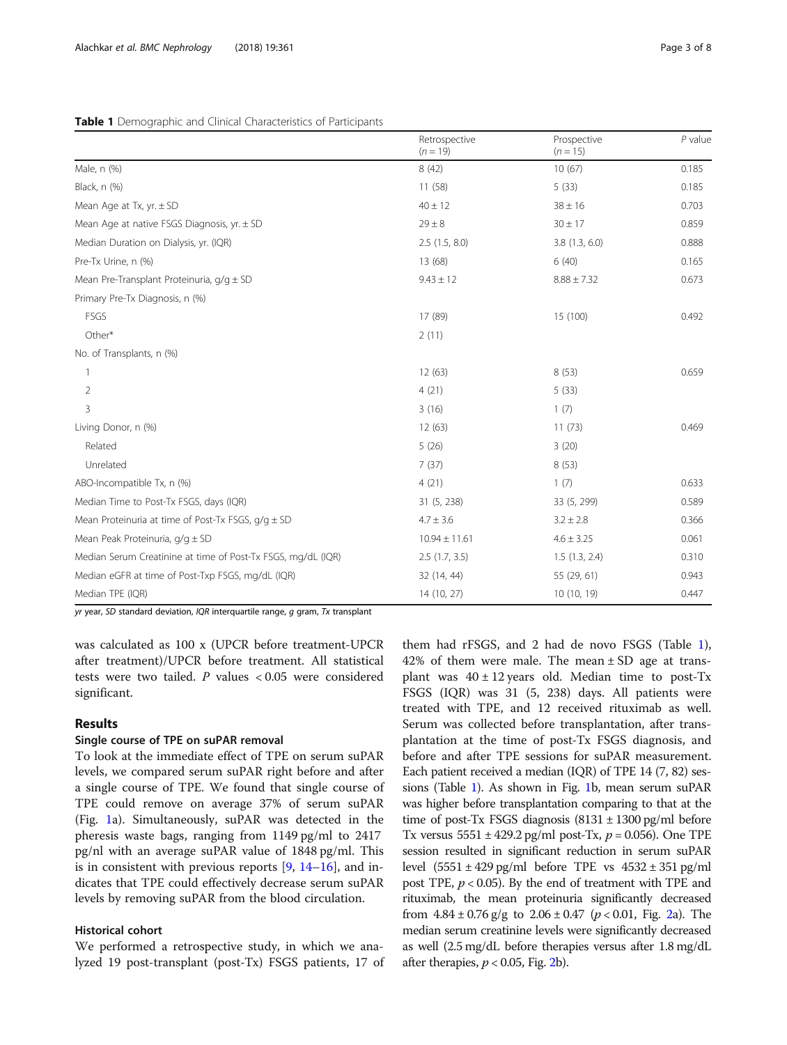**Table 1** Demographic and Clinical Characteristics of Participants

| | Retrospective ($n = 19$) | Prospective ($n = 15$) | *P* value |
|---|---|---|---|
| Male, n (%) | 8 (42) | 10 (67) | 0.185 |
| Black, n (%) | 11 (58) | 5 (33) | 0.185 |
| Mean Age at Tx, yr. ± SD | 40 ± 12 | 38 ± 16 | 0.703 |
| Mean Age at native FSGS Diagnosis, yr. ± SD | 29 ± 8 | 30 ± 17 | 0.859 |
| Median Duration on Dialysis, yr. (IQR) | 2.5 (1.5, 8.0) | 3.8 (1.3, 6.0) | 0.888 |
| Pre-Tx Urine, n (%) | 13 (68) | 6 (40) | 0.165 |
| Mean Pre-Transplant Proteinuria, g/g ± SD | 9.43 ± 12 | 8.88 ± 7.32 | 0.673 |
| Primary Pre-Tx Diagnosis, n (%) | | | |
| FSGS | 17 (89) | 15 (100) | 0.492 |
| Other* | 2 (11) | | |
| No. of Transplants, n (%) | | | |
| 1 | 12 (63) | 8 (53) | 0.659 |
| 2 | 4 (21) | 5 (33) | |
| 3 | 3 (16) | 1 (7) | |
| Living Donor, n (%) | 12 (63) | 11 (73) | 0.469 |
| Related | 5 (26) | 3 (20) | |
| Unrelated | 7 (37) | 8 (53) | |
| ABO-Incompatible Tx, n (%) | 4 (21) | 1 (7) | 0.633 |
| Median Time to Post-Tx FSGS, days (IQR) | 31 (5, 238) | 33 (5, 299) | 0.589 |
| Mean Proteinuria at time of Post-Tx FSGS, g/g ± SD | 4.7 ± 3.6 | 3.2 ± 2.8 | 0.366 |
| Mean Peak Proteinuria, g/g ± SD | 10.94 ± 11.61 | 4.6 ± 3.25 | 0.061 |
| Median Serum Creatinine at time of Post-Tx FSGS, mg/dL (IQR) | 2.5 (1.7, 3.5) | 1.5 (1.3, 2.4) | 0.310 |
| Median eGFR at time of Post-Txp FSGS, mg/dL (IQR) | 32 (14, 44) | 55 (29, 61) | 0.943 |
| Median TPE (IQR) | 14 (10, 27) | 10 (10, 19) | 0.447 |

*yr* year, *SD* standard deviation, *IQR* interquartile range, *g* gram, *Tx* transplant

was calculated as 100 x (UPCR before treatment-UPCR after treatment)/UPCR before treatment. All statistical tests were two tailed. *P* values < 0.05 were considered significant.

## Results

### Single course of TPE on suPAR removal

To look at the immediate effect of TPE on serum suPAR levels, we compared serum suPAR right before and after a single course of TPE. We found that single course of TPE could remove on average 37% of serum suPAR (Fig. 1a). Simultaneously, suPAR was detected in the pheresis waste bags, ranging from 1149 pg/ml to 2417 pg/nl with an average suPAR value of 1848 pg/ml. This is in consistent with previous reports [9, 14–16], and indicates that TPE could effectively decrease serum suPAR levels by removing suPAR from the blood circulation.

### Historical cohort

We performed a retrospective study, in which we analyzed 19 post-transplant (post-Tx) FSGS patients, 17 of them had rFSGS, and 2 had de novo FSGS (Table 1), 42% of them were male. The mean ± SD age at transplant was 40 ± 12 years old. Median time to post-Tx FSGS (IQR) was 31 (5, 238) days. All patients were treated with TPE, and 12 received rituximab as well. Serum was collected before transplantation, after transplantation at the time of post-Tx FSGS diagnosis, and before and after TPE sessions for suPAR measurement. Each patient received a median (IQR) of TPE 14 (7, 82) sessions (Table 1). As shown in Fig. 1b, mean serum suPAR was higher before transplantation comparing to that at the time of post-Tx FSGS diagnosis (8131 ± 1300 pg/ml before Tx versus 5551 ± 429.2 pg/ml post-Tx, $p = 0.056$). One TPE session resulted in significant reduction in serum suPAR level (5551 ± 429 pg/ml before TPE vs 4532 ± 351 pg/ml post TPE, $p < 0.05$). By the end of treatment with TPE and rituximab, the mean proteinuria significantly decreased from 4.84 ± 0.76 g/g to 2.06 ± 0.47 ($p < 0.01$, Fig. 2a). The median serum creatinine levels were significantly decreased as well (2.5 mg/dL before therapies versus after 1.8 mg/dL after therapies, $p < 0.05$, Fig. 2b).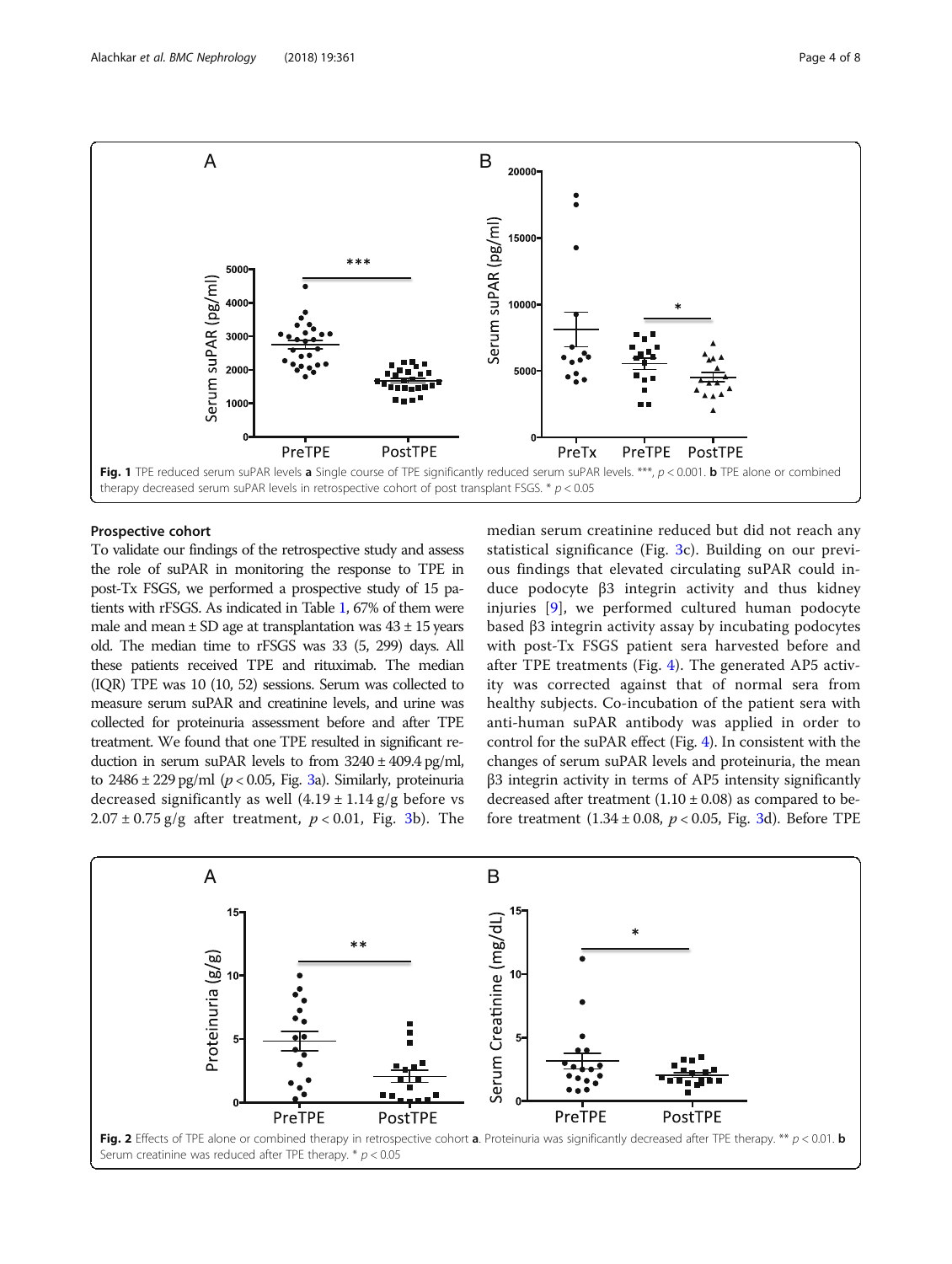Fig. 1 TPE reduced serum suPAR levels **a** Single course of TPE significantly reduced serum suPAR levels. ***, $p < 0.001$. **b** TPE alone or combined therapy decreased serum suPAR levels in retrospective cohort of post transplant FSGS. * $p < 0.05$

## Prospective cohort

To validate our findings of the retrospective study and assess the role of suPAR in monitoring the response to TPE in post-Tx FSGS, we performed a prospective study of 15 patients with rFSGS. As indicated in Table 1, 67% of them were male and mean ± SD age at transplantation was 43 ± 15 years old. The median time to rFSGS was 33 (5, 299) days. All these patients received TPE and rituximab. The median (IQR) TPE was 10 (10, 52) sessions. Serum was collected to measure serum suPAR and creatinine levels, and urine was collected for proteinuria assessment before and after TPE treatment. We found that one TPE resulted in significant reduction in serum suPAR levels to from 3240 ± 409.4 pg/ml, to 2486 ± 229 pg/ml ($p < 0.05$, Fig. 3a). Similarly, proteinuria decreased significantly as well (4.19 ± 1.14 g/g before vs 2.07 ± 0.75 g/g after treatment, $p < 0.01$, Fig. 3b). The median serum creatinine reduced but did not reach any statistical significance (Fig. 3c). Building on our previous findings that elevated circulating suPAR could induce podocyte β3 integrin activity and thus kidney injuries [9], we performed cultured human podocyte based β3 integrin activity assay by incubating podocytes with post-Tx FSGS patient sera harvested before and after TPE treatments (Fig. 4). The generated AP5 activity was corrected against that of normal sera from healthy subjects. Co-incubation of the patient sera with anti-human suPAR antibody was applied in order to control for the suPAR effect (Fig. 4). In consistent with the changes of serum suPAR levels and proteinuria, the mean β3 integrin activity in terms of AP5 intensity significantly decreased after treatment (1.10 ± 0.08) as compared to before treatment (1.34 ± 0.08, $p < 0.05$, Fig. 3d). Before TPE

Fig. 2 Effects of TPE alone or combined therapy in retrospective cohort **a**. Proteinuria was significantly decreased after TPE therapy. ** $p < 0.01$. **b** Serum creatinine was reduced after TPE therapy. * $p < 0.05$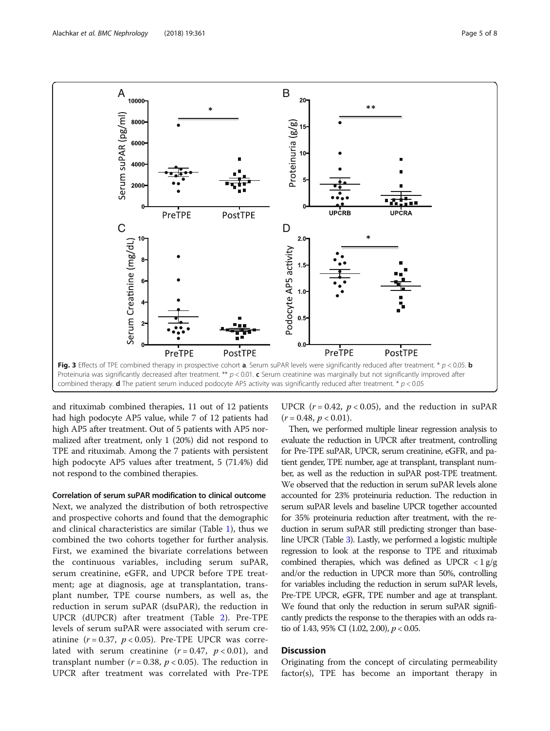Fig. 3 Effects of TPE combined therapy in prospective cohort **a**. Serum suPAR levels were significantly reduced after treatment. * $p < 0.05$. **b** Proteinuria was significantly decreased after treatment. ** $p < 0.01$. **c** Serum creatinine was marginally but not significantly improved after combined therapy. **d** The patient serum induced podocyte AP5 activity was significantly reduced after treatment. * $p < 0.05$

and rituximab combined therapies, 11 out of 12 patients had high podocyte AP5 value, while 7 of 12 patients had high AP5 after treatment. Out of 5 patients with AP5 normalized after treatment, only 1 (20%) did not respond to TPE and rituximab. Among the 7 patients with persistent high podocyte AP5 values after treatment, 5 (71.4%) did not respond to the combined therapies.

#### Correlation of serum suPAR modification to clinical outcome

Next, we analyzed the distribution of both retrospective and prospective cohorts and found that the demographic and clinical characteristics are similar (Table 1), thus we combined the two cohorts together for further analysis. First, we examined the bivariate correlations between the continuous variables, including serum suPAR, serum creatinine, eGFR, and UPCR before TPE treatment; age at diagnosis, age at transplantation, transplant number, TPE course numbers, as well as, the reduction in serum suPAR (dsuPAR), the reduction in UPCR (dUPCR) after treatment (Table 2). Pre-TPE levels of serum suPAR were associated with serum creatinine ($r = 0.37$, $p < 0.05$). Pre-TPE UPCR was correlated with serum creatinine ($r = 0.47$, $p < 0.01$), and transplant number ($r = 0.38$, $p < 0.05$). The reduction in UPCR after treatment was correlated with Pre-TPE UPCR ($r = 0.42$, $p < 0.05$), and the reduction in suPAR ($r = 0.48$, $p < 0.01$).

Then, we performed multiple linear regression analysis to evaluate the reduction in UPCR after treatment, controlling for Pre-TPE suPAR, UPCR, serum creatinine, eGFR, and patient gender, TPE number, age at transplant, transplant number, as well as the reduction in suPAR post-TPE treatment. We observed that the reduction in serum suPAR levels alone accounted for 23% proteinuria reduction. The reduction in serum suPAR levels and baseline UPCR together accounted for 35% proteinuria reduction after treatment, with the reduction in serum suPAR still predicting stronger than baseline UPCR (Table 3). Lastly, we performed a logistic multiple regression to look at the response to TPE and rituximab combined therapies, which was defined as UPCR $< 1$ g/g and/or the reduction in UPCR more than 50%, controlling for variables including the reduction in serum suPAR levels, Pre-TPE UPCR, eGFR, TPE number and age at transplant. We found that only the reduction in serum suPAR significantly predicts the response to the therapies with an odds ratio of 1.43, 95% CI (1.02, 2.00), $p < 0.05$.

## Discussion

Originating from the concept of circulating permeability factor(s), TPE has become an important therapy in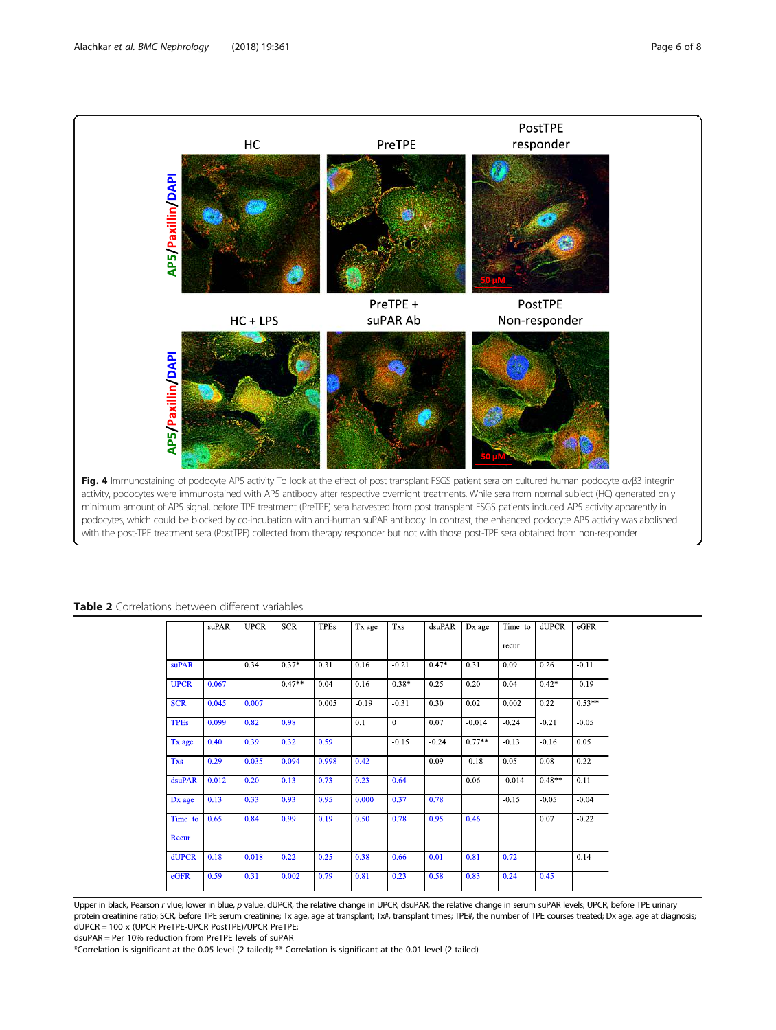**Fig. 4** Immunostaining of podocyte AP5 activity To look at the effect of post transplant FSGS patient sera on cultured human podocyte αvβ3 integrin activity, podocytes were immunostained with AP5 antibody after respective overnight treatments. While sera from normal subject (HC) generated only minimum amount of AP5 signal, before TPE treatment (PreTPE) sera harvested from post transplant FSGS patients induced AP5 activity apparently in podocytes, which could be blocked by co-incubation with anti-human suPAR antibody. In contrast, the enhanced podocyte AP5 activity was abolished with the post-TPE treatment sera (PostTPE) collected from therapy responder but not with those post-TPE sera obtained from non-responder

**Table 2** Correlations between different variables

| | suPAR | UPCR | SCR | TPEs | Tx age | Txs | dsuPAR | Dx age | Time to recur | dUPCR | eGFR |
|---|---|---|---|---|---|---|---|---|---|---|---|
| suPAR | | 0.34 | 0.37* | 0.31 | 0.16 | -0.21 | 0.47* | 0.31 | 0.09 | 0.26 | -0.11 |
| UPCR | 0.067 | | 0.47** | 0.04 | 0.16 | 0.38* | 0.25 | 0.20 | 0.04 | 0.42* | -0.19 |
| SCR | 0.045 | 0.007 | | 0.005 | -0.19 | -0.31 | 0.30 | 0.02 | 0.002 | 0.22 | 0.53** |
| TPEs | 0.099 | 0.82 | 0.98 | | 0.1 | 0 | 0.07 | -0.014 | -0.24 | -0.21 | -0.05 |
| Tx age | 0.40 | 0.39 | 0.32 | 0.59 | | -0.15 | -0.24 | 0.77** | -0.13 | -0.16 | 0.05 |
| Txs | 0.29 | 0.035 | 0.094 | 0.998 | 0.42 | | 0.09 | -0.18 | 0.05 | 0.08 | 0.22 |
| dsuPAR | 0.012 | 0.20 | 0.13 | 0.73 | 0.23 | 0.64 | | 0.06 | -0.014 | 0.48** | 0.11 |
| Dx age | 0.13 | 0.33 | 0.93 | 0.95 | 0.000 | 0.37 | 0.78 | | -0.15 | -0.05 | -0.04 |
| Time to Recur | 0.65 | 0.84 | 0.99 | 0.19 | 0.50 | 0.78 | 0.95 | 0.46 | | 0.07 | -0.22 |
| dUPCR | 0.18 | 0.018 | 0.22 | 0.25 | 0.38 | 0.66 | 0.01 | 0.81 | 0.72 | | 0.14 |
| eGFR | 0.59 | 0.31 | 0.002 | 0.79 | 0.81 | 0.23 | 0.58 | 0.83 | 0.24 | 0.45 | |

Upper in black, Pearson *r* vlue; lower in blue, *p* value. dUPCR, the relative change in UPCR; dsuPAR, the relative change in serum suPAR levels; UPCR, before TPE urinary protein creatinine ratio; SCR, before TPE serum creatinine; Tx age, age at transplant; Tx#, transplant times; TPE#, the number of TPE courses treated; Dx age, age at diagnosis; dUPCR = 100 x (UPCR PreTPE-UPCR PostTPE)/UPCR PreTPE;
dsuPAR = Per 10% reduction from PreTPE levels of suPAR
*Correlation is significant at the 0.05 level (2-tailed); ** Correlation is significant at the 0.01 level (2-tailed)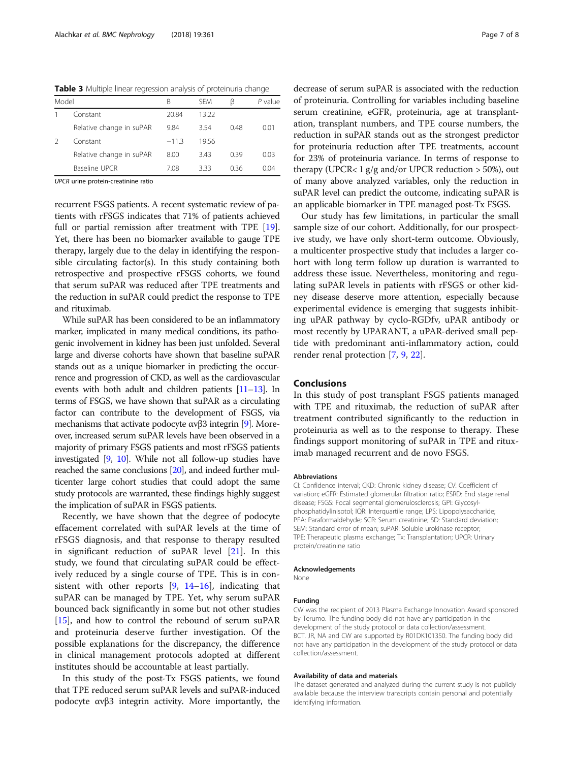**Table 3** Multiple linear regression analysis of proteinuria change

| Model | | B | SEM | β | *P* value |
|---|---|---|---|---|---|
| 1 | Constant | 20.84 | 13.22 | | |
| | Relative change in suPAR | 9.84 | 3.54 | 0.48 | 0.01 |
| 2 | Constant | −11.3 | 19.56 | | |
| | Relative change in suPAR | 8.00 | 3.43 | 0.39 | 0.03 |
| | Baseline UPCR | 7.08 | 3.33 | 0.36 | 0.04 |

*UPCR* urine protein-creatinine ratio

recurrent FSGS patients. A recent systematic review of patients with rFSGS indicates that 71% of patients achieved full or partial remission after treatment with TPE [19]. Yet, there has been no biomarker available to gauge TPE therapy, largely due to the delay in identifying the responsible circulating factor(s). In this study containing both retrospective and prospective rFSGS cohorts, we found that serum suPAR was reduced after TPE treatments and the reduction in suPAR could predict the response to TPE and rituximab.

While suPAR has been considered to be an inflammatory marker, implicated in many medical conditions, its pathogenic involvement in kidney has been just unfolded. Several large and diverse cohorts have shown that baseline suPAR stands out as a unique biomarker in predicting the occurrence and progression of CKD, as well as the cardiovascular events with both adult and children patients [11–13]. In terms of FSGS, we have shown that suPAR as a circulating factor can contribute to the development of FSGS, via mechanisms that activate podocyte αvβ3 integrin [9]. Moreover, increased serum suPAR levels have been observed in a majority of primary FSGS patients and most rFSGS patients investigated [9, 10]. While not all follow-up studies have reached the same conclusions [20], and indeed further multicenter large cohort studies that could adopt the same study protocols are warranted, these findings highly suggest the implication of suPAR in FSGS patients.

Recently, we have shown that the degree of podocyte effacement correlated with suPAR levels at the time of rFSGS diagnosis, and that response to therapy resulted in significant reduction of suPAR level [21]. In this study, we found that circulating suPAR could be effectively reduced by a single course of TPE. This is in consistent with other reports [9, 14–16], indicating that suPAR can be managed by TPE. Yet, why serum suPAR bounced back significantly in some but not other studies [15], and how to control the rebound of serum suPAR and proteinuria deserve further investigation. Of the possible explanations for the discrepancy, the difference in clinical management protocols adopted at different institutes should be accountable at least partially.

In this study of the post-Tx FSGS patients, we found that TPE reduced serum suPAR levels and suPAR-induced podocyte αvβ3 integrin activity. More importantly, the decrease of serum suPAR is associated with the reduction of proteinuria. Controlling for variables including baseline serum creatinine, eGFR, proteinuria, age at transplantation, transplant numbers, and TPE course numbers, the reduction in suPAR stands out as the strongest predictor for proteinuria reduction after TPE treatments, account for 23% of proteinuria variance. In terms of response to therapy (UPCR< 1 g/g and/or UPCR reduction > 50%), out of many above analyzed variables, only the reduction in suPAR level can predict the outcome, indicating suPAR is an applicable biomarker in TPE managed post-Tx FSGS.

Our study has few limitations, in particular the small sample size of our cohort. Additionally, for our prospective study, we have only short-term outcome. Obviously, a multicenter prospective study that includes a larger cohort with long term follow up duration is warranted to address these issue. Nevertheless, monitoring and regulating suPAR levels in patients with rFSGS or other kidney disease deserve more attention, especially because experimental evidence is emerging that suggests inhibiting uPAR pathway by cyclo-RGDfv, uPAR antibody or most recently by UPARANT, a uPAR-derived small peptide with predominant anti-inflammatory action, could render renal protection [7, 9, 22].

## Conclusions

In this study of post transplant FSGS patients managed with TPE and rituximab, the reduction of suPAR after treatment contributed significantly to the reduction in proteinuria as well as to the response to therapy. These findings support monitoring of suPAR in TPE and rituximab managed recurrent and de novo FSGS.

#### Abbreviations

CI: Confidence interval; CKD: Chronic kidney disease; CV: Coefficient of variation; eGFR: Estimated glomerular filtration ratio; ESRD: End stage renal disease; FSGS: Focal segmental glomerulosclerosis; GPI: Glycosyl-phosphatidylinisotol; IQR: Interquartile range; LPS: Lipopolysaccharide; PFA: Paraformaldehyde; SCR: Serum creatinine; SD: Standard deviation; SEM: Standard error of mean; suPAR: Soluble urokinase receptor; TPE: Therapeutic plasma exchange; Tx: Transplantation; UPCR: Urinary protein/creatinine ratio

#### Acknowledgements

None

#### Funding

CW was the recipient of 2013 Plasma Exchange Innovation Award sponsored by Terumo. The funding body did not have any participation in the development of the study protocol or data collection/assessment.
BCT. JR, NA and CW are supported by R01DK101350. The funding body did not have any participation in the development of the study protocol or data collection/assessment.

#### Availability of data and materials

The dataset generated and analyzed during the current study is not publicly available because the interview transcripts contain personal and potentially identifying information.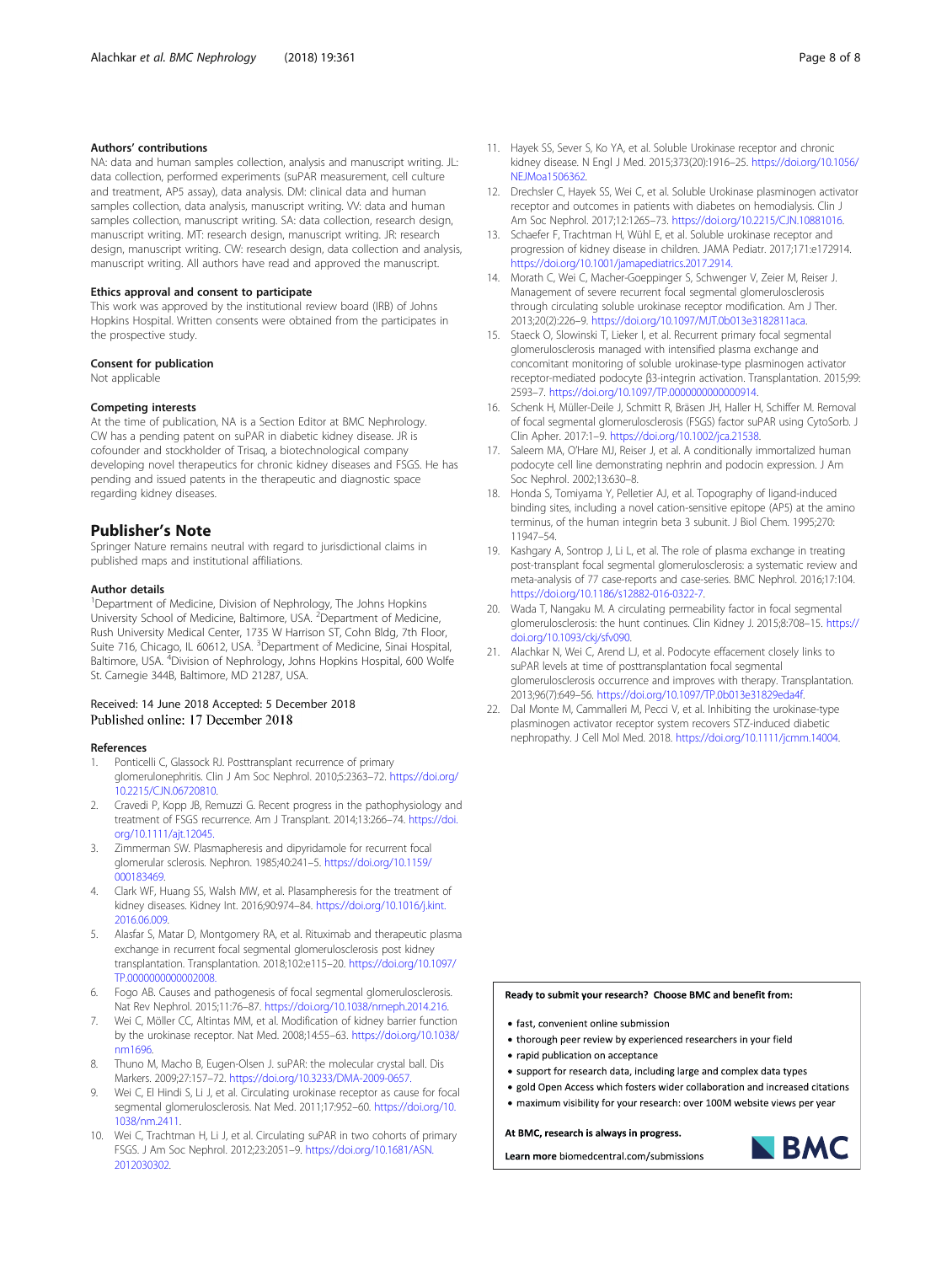### Authors' contributions

NA: data and human samples collection, analysis and manuscript writing. JL: data collection, performed experiments (suPAR measurement, cell culture and treatment, AP5 assay), data analysis. DM: clinical data and human samples collection, data analysis, manuscript writing. VV: data and human samples collection, manuscript writing. SA: data collection, research design, manuscript writing. MT: research design, manuscript writing. JR: research design, manuscript writing. CW: research design, data collection and analysis, manuscript writing. All authors have read and approved the manuscript.

### Ethics approval and consent to participate

This work was approved by the institutional review board (IRB) of Johns Hopkins Hospital. Written consents were obtained from the participates in the prospective study.

### Consent for publication

Not applicable

### Competing interests

At the time of publication, NA is a Section Editor at BMC Nephrology. CW has a pending patent on suPAR in diabetic kidney disease. JR is cofounder and stockholder of Trisaq, a biotechnological company developing novel therapeutics for chronic kidney diseases and FSGS. He has pending and issued patents in the therapeutic and diagnostic space regarding kidney diseases.

## Publisher's Note

Springer Nature remains neutral with regard to jurisdictional claims in published maps and institutional affiliations.

### Author details

[1]Department of Medicine, Division of Nephrology, The Johns Hopkins University School of Medicine, Baltimore, USA. [2]Department of Medicine, Rush University Medical Center, 1735 W Harrison ST, Cohn Bldg, 7th Floor, Suite 716, Chicago, IL 60612, USA. [3]Department of Medicine, Sinai Hospital, Baltimore, USA. [4]Division of Nephrology, Johns Hopkins Hospital, 600 Wolfe St. Carnegie 344B, Baltimore, MD 21287, USA.

Received: 14 June 2018 Accepted: 5 December 2018
Published online: 17 December 2018

### References

1. Ponticelli C, Glassock RJ. Posttransplant recurrence of primary glomerulonephritis. Clin J Am Soc Nephrol. 2010;5:2363–72. https://doi.org/10.2215/CJN.06720810.
2. Cravedi P, Kopp JB, Remuzzi G. Recent progress in the pathophysiology and treatment of FSGS recurrence. Am J Transplant. 2014;13:266–74. https://doi.org/10.1111/ajt.12045.
3. Zimmerman SW. Plasmapheresis and dipyridamole for recurrent focal glomerular sclerosis. Nephron. 1985;40:241–5. https://doi.org/10.1159/000183469.
4. Clark WF, Huang SS, Walsh MW, et al. Plasampheresis for the treatment of kidney diseases. Kidney Int. 2016;90:974–84. https://doi.org/10.1016/j.kint.2016.06.009.
5. Alasfar S, Matar D, Montgomery RA, et al. Rituximab and therapeutic plasma exchange in recurrent focal segmental glomerulosclerosis post kidney transplantation. Transplantation. 2018;102:e115–20. https://doi.org/10.1097/TP.0000000000002008.
6. Fogo AB. Causes and pathogenesis of focal segmental glomerulosclerosis. Nat Rev Nephrol. 2015;11:76–87. https://doi.org/10.1038/nrneph.2014.216.
7. Wei C, Möller CC, Altintas MM, et al. Modification of kidney barrier function by the urokinase receptor. Nat Med. 2008;14:55–63. https://doi.org/10.1038/nm1696.
8. Thuno M, Macho B, Eugen-Olsen J. suPAR: the molecular crystal ball. Dis Markers. 2009;27:157–72. https://doi.org/10.3233/DMA-2009-0657.
9. Wei C, El Hindi S, Li J, et al. Circulating urokinase receptor as cause for focal segmental glomerulosclerosis. Nat Med. 2011;17:952–60. https://doi.org/10.1038/nm.2411.
10. Wei C, Trachtman H, Li J, et al. Circulating suPAR in two cohorts of primary FSGS. J Am Soc Nephrol. 2012;23:2051–9. https://doi.org/10.1681/ASN.2012030302.
11. Hayek SS, Sever S, Ko YA, et al. Soluble Urokinase receptor and chronic kidney disease. N Engl J Med. 2015;373(20):1916–25. https://doi.org/10.1056/NEJMoa1506362.
12. Drechsler C, Hayek SS, Wei C, et al. Soluble Urokinase plasminogen activator receptor and outcomes in patients with diabetes on hemodialysis. Clin J Am Soc Nephrol. 2017;12:1265–73. https://doi.org/10.2215/CJN.10881016.
13. Schaefer F, Trachtman H, Wühl E, et al. Soluble urokinase receptor and progression of kidney disease in children. JAMA Pediatr. 2017;171:e172914. https://doi.org/10.1001/jamapediatrics.2017.2914.
14. Morath C, Wei C, Macher-Goeppinger S, Schwenger V, Zeier M, Reiser J. Management of severe recurrent focal segmental glomerulosclerosis through circulating soluble urokinase receptor modification. Am J Ther. 2013;20(2):226–9. https://doi.org/10.1097/MJT.0b013e3182811aca.
15. Staeck O, Slowinski T, Lieker I, et al. Recurrent primary focal segmental glomerulosclerosis managed with intensified plasma exchange and concomitant monitoring of soluble urokinase-type plasminogen activator receptor-mediated podocyte β3-integrin activation. Transplantation. 2015;99:2593–7. https://doi.org/10.1097/TP.0000000000000914.
16. Schenk H, Müller-Deile J, Schmitt R, Bräsen JH, Haller H, Schiffer M. Removal of focal segmental glomerulosclerosis (FSGS) factor suPAR using CytoSorb. J Clin Apher. 2017:1–9. https://doi.org/10.1002/jca.21538.
17. Saleem MA, O'Hare MJ, Reiser J, et al. A conditionally immortalized human podocyte cell line demonstrating nephrin and podocin expression. J Am Soc Nephrol. 2002;13:630–8.
18. Honda S, Tomiyama Y, Pelletier AJ, et al. Topography of ligand-induced binding sites, including a novel cation-sensitive epitope (AP5) at the amino terminus, of the human integrin beta 3 subunit. J Biol Chem. 1995;270:11947–54.
19. Kashgary A, Sontrop J, Li L, et al. The role of plasma exchange in treating post-transplant focal segmental glomerulosclerosis: a systematic review and meta-analysis of 77 case-reports and case-series. BMC Nephrol. 2016;17:104. https://doi.org/10.1186/s12882-016-0322-7.
20. Wada T, Nangaku M. A circulating permeability factor in focal segmental glomerulosclerosis: the hunt continues. Clin Kidney J. 2015;8:708–15. https://doi.org/10.1093/ckj/sfv090.
21. Alachkar N, Wei C, Arend LJ, et al. Podocyte effacement closely links to suPAR levels at time of posttransplantation focal segmental glomerulosclerosis occurrence and improves with therapy. Transplantation. 2013;96(7):649–56. https://doi.org/10.1097/TP.0b013e31829eda4f.
22. Dal Monte M, Cammalleri M, Pecci V, et al. Inhibiting the urokinase-type plasminogen activator receptor system recovers STZ-induced diabetic nephropathy. J Cell Mol Med. 2018. https://doi.org/10.1111/jcmm.14004.